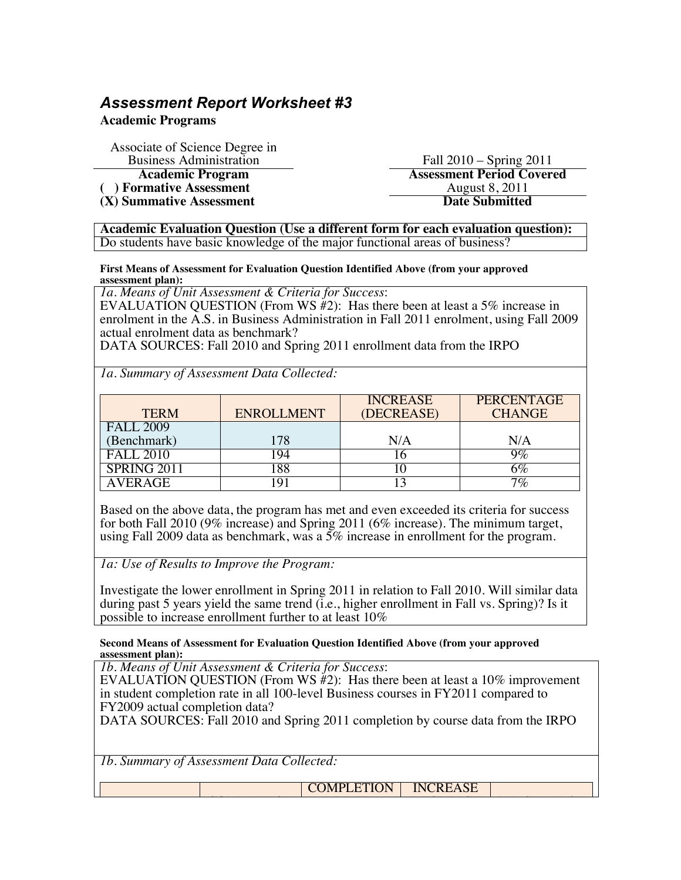# *Assessment Report Worksheet #3*

**Academic Programs**

| Associate of Science Degree in Business Administration | Fall 2010 – Spring 2011 |
|---|---|
| **Academic Program** | **Assessment Period Covered** |
| **( ) Formative Assessment** | August 8, 2011 |
| **(X) Summative Assessment** | **Date Submitted** |

**Academic Evaluation Question (Use a different form for each evaluation question):**

Do students have basic knowledge of the major functional areas of business?

**First Means of Assessment for Evaluation Question Identified Above (from your approved assessment plan):**

*1a. Means of Unit Assessment & Criteria for Success*:

EVALUATION QUESTION (From WS #2): Has there been at least a 5% increase in enrolment in the A.S. in Business Administration in Fall 2011 enrolment, using Fall 2009 actual enrolment data as benchmark?

DATA SOURCES: Fall 2010 and Spring 2011 enrollment data from the IRPO

*1a. Summary of Assessment Data Collected:*

| TERM | ENROLLMENT | INCREASE (DECREASE) | PERCENTAGE CHANGE |
|---|---|---|---|
| FALL 2009 (Benchmark) | 178 | N/A | N/A |
| FALL 2010 | 194 | 16 | 9% |
| SPRING 2011 | 188 | 10 | 6% |
| AVERAGE | 191 | 13 | 7% |

Based on the above data, the program has met and even exceeded its criteria for success for both Fall 2010 (9% increase) and Spring 2011 (6% increase). The minimum target, using Fall 2009 data as benchmark, was a 5% increase in enrollment for the program.

*1a: Use of Results to Improve the Program:*

Investigate the lower enrollment in Spring 2011 in relation to Fall 2010. Will similar data during past 5 years yield the same trend (i.e., higher enrollment in Fall vs. Spring)? Is it possible to increase enrollment further to at least 10%

**Second Means of Assessment for Evaluation Question Identified Above (from your approved assessment plan):**

*1b. Means of Unit Assessment & Criteria for Success*:

EVALUATION QUESTION (From WS #2): Has there been at least a 10% improvement in student completion rate in all 100-level Business courses in FY2011 compared to FY2009 actual completion data?

DATA SOURCES: Fall 2010 and Spring 2011 completion by course data from the IRPO

*1b. Summary of Assessment Data Collected:*

| | | COMPLETION | INCREASE | |
|---|---|---|---|---|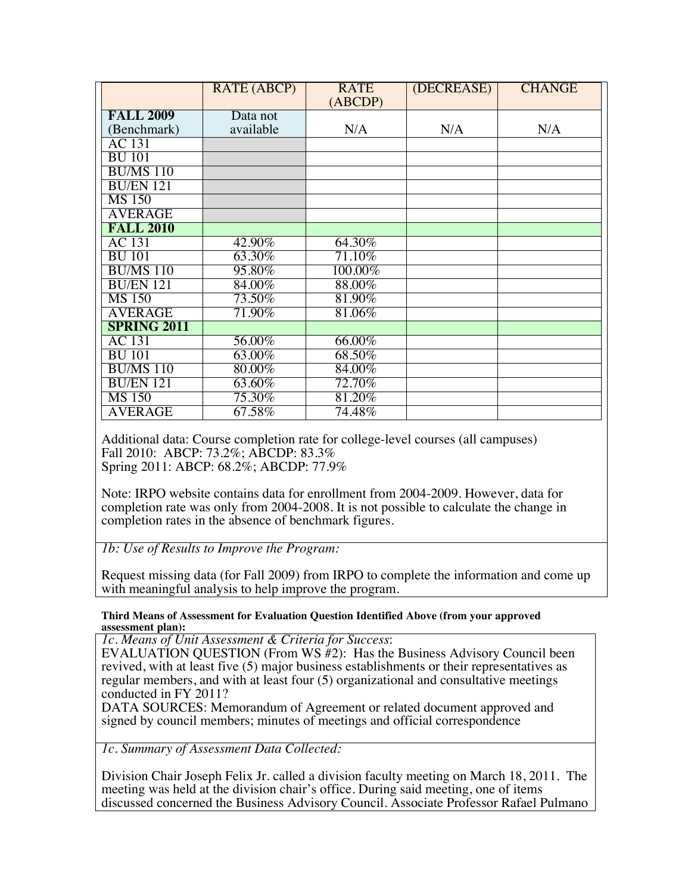| | RATE (ABCP) | RATE (ABCDP) | (DECREASE) | CHANGE |
|---|---|---|---|---|
| **FALL 2009** (Benchmark) | Data not available | N/A | N/A | N/A |
| AC 131 | | | | |
| BU 101 | | | | |
| BU/MS 110 | | | | |
| BU/EN 121 | | | | |
| MS 150 | | | | |
| AVERAGE | | | | |
| **FALL 2010** | | | | |
| AC 131 | 42.90% | 64.30% | | |
| BU 101 | 63.30% | 71.10% | | |
| BU/MS 110 | 95.80% | 100.00% | | |
| BU/EN 121 | 84.00% | 88.00% | | |
| MS 150 | 73.50% | 81.90% | | |
| AVERAGE | 71.90% | 81.06% | | |
| **SPRING 2011** | | | | |
| AC 131 | 56.00% | 66.00% | | |
| BU 101 | 63.00% | 68.50% | | |
| BU/MS 110 | 80.00% | 84.00% | | |
| BU/EN 121 | 63.60% | 72.70% | | |
| MS 150 | 75.30% | 81.20% | | |
| AVERAGE | 67.58% | 74.48% | | |

Additional data: Course completion rate for college-level courses (all campuses)
Fall 2010: ABCP: 73.2%; ABCDP: 83.3%
Spring 2011: ABCP: 68.2%; ABCDP: 77.9%

Note: IRPO website contains data for enrollment from 2004-2009. However, data for completion rate was only from 2004-2008. It is not possible to calculate the change in completion rates in the absence of benchmark figures.

*1b: Use of Results to Improve the Program:*

Request missing data (for Fall 2009) from IRPO to complete the information and come up with meaningful analysis to help improve the program.

**Third Means of Assessment for Evaluation Question Identified Above (from your approved assessment plan):**

*1c. Means of Unit Assessment & Criteria for Success*:
EVALUATION QUESTION (From WS #2): Has the Business Advisory Council been revived, with at least five (5) major business establishments or their representatives as regular members, and with at least four (4) organizational and consultative meetings conducted in FY 2011?
DATA SOURCES: Memorandum of Agreement or related document approved and signed by council members; minutes of meetings and official correspondence

*1c. Summary of Assessment Data Collected:*

Division Chair Joseph Felix Jr. called a division faculty meeting on March 18, 2011. The meeting was held at the division chair's office. During said meeting, one of items discussed concerned the Business Advisory Council. Associate Professor Rafael Pulmano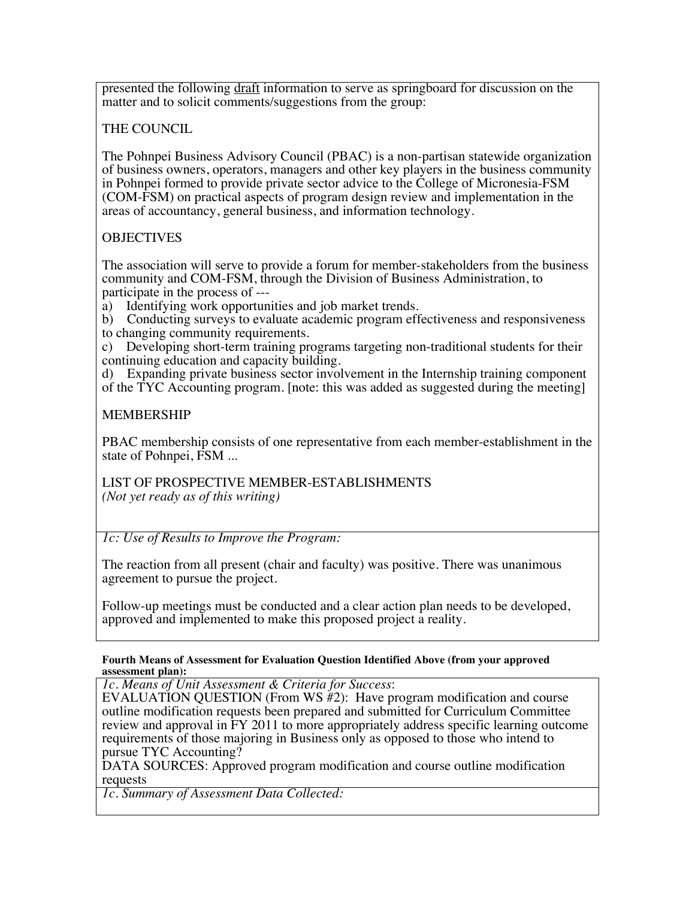presented the following draft information to serve as springboard for discussion on the matter and to solicit comments/suggestions from the group:

THE COUNCIL

The Pohnpei Business Advisory Council (PBAC) is a non-partisan statewide organization of business owners, operators, managers and other key players in the business community in Pohnpei formed to provide private sector advice to the College of Micronesia-FSM (COM-FSM) on practical aspects of program design review and implementation in the areas of accountancy, general business, and information technology.

OBJECTIVES

The association will serve to provide a forum for member-stakeholders from the business community and COM-FSM, through the Division of Business Administration, to participate in the process of ---

a) Identifying work opportunities and job market trends.
b) Conducting surveys to evaluate academic program effectiveness and responsiveness to changing community requirements.
c) Developing short-term training programs targeting non-traditional students for their continuing education and capacity building.
d) Expanding private business sector involvement in the Internship training component of the TYC Accounting program. [note: this was added as suggested during the meeting]

MEMBERSHIP

PBAC membership consists of one representative from each member-establishment in the state of Pohnpei, FSM ...

LIST OF PROSPECTIVE MEMBER-ESTABLISHMENTS
*(Not yet ready as of this writing)*

*1c: Use of Results to Improve the Program:*

The reaction from all present (chair and faculty) was positive. There was unanimous agreement to pursue the project.

Follow-up meetings must be conducted and a clear action plan needs to be developed, approved and implemented to make this proposed project a reality.

**Fourth Means of Assessment for Evaluation Question Identified Above (from your approved assessment plan):**

*1c. Means of Unit Assessment & Criteria for Success*:
EVALUATION QUESTION (From WS #2): Have program modification and course outline modification requests been prepared and submitted for Curriculum Committee review and approval in FY 2011 to more appropriately address specific learning outcome requirements of those majoring in Business only as opposed to those who intend to pursue TYC Accounting?
DATA SOURCES: Approved program modification and course outline modification requests

*1c. Summary of Assessment Data Collected:*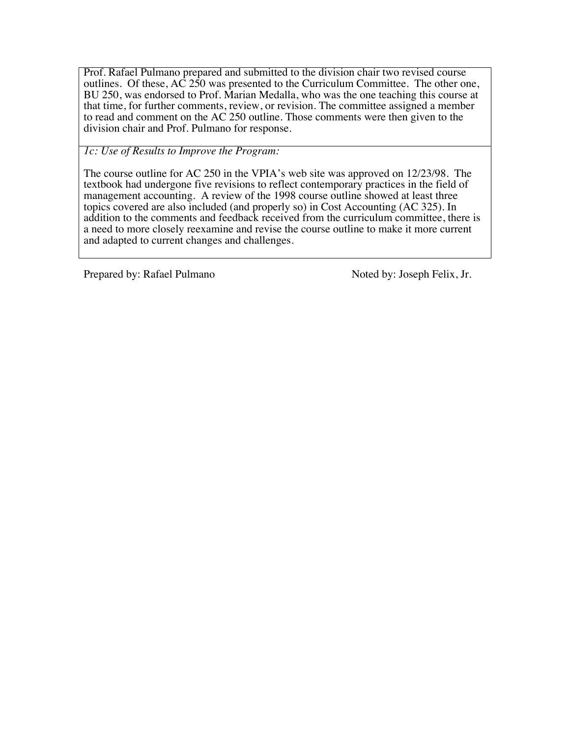Prof. Rafael Pulmano prepared and submitted to the division chair two revised course outlines. Of these, AC 250 was presented to the Curriculum Committee. The other one, BU 250, was endorsed to Prof. Marian Medalla, who was the one teaching this course at that time, for further comments, review, or revision. The committee assigned a member to read and comment on the AC 250 outline. Those comments were then given to the division chair and Prof. Pulmano for response.

*1c: Use of Results to Improve the Program:*

The course outline for AC 250 in the VPIA's web site was approved on 12/23/98. The textbook had undergone five revisions to reflect contemporary practices in the field of management accounting. A review of the 1998 course outline showed at least three topics covered are also included (and properly so) in Cost Accounting (AC 325). In addition to the comments and feedback received from the curriculum committee, there is a need to more closely reexamine and revise the course outline to make it more current and adapted to current changes and challenges.

Prepared by: Rafael Pulmano

Noted by: Joseph Felix, Jr.